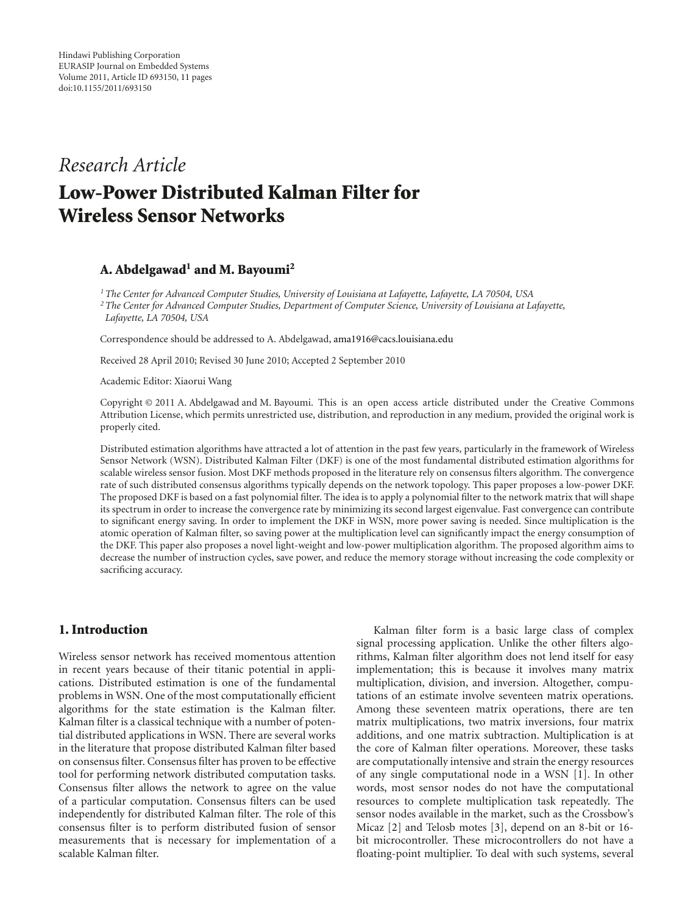Hindawi Publishing Corporation
EURASIP Journal on Embedded Systems
Volume 2011, Article ID 693150, 11 pages
doi:10.1155/2011/693150

*Research Article*

# Low-Power Distributed Kalman Filter for Wireless Sensor Networks

**A. Abdelgawad[1] and M. Bayoumi[2]**

[1] *The Center for Advanced Computer Studies, University of Louisiana at Lafayette, Lafayette, LA 70504, USA*
[2] *The Center for Advanced Computer Studies, Department of Computer Science, University of Louisiana at Lafayette, Lafayette, LA 70504, USA*

Correspondence should be addressed to A. Abdelgawad, ama1916@cacs.louisiana.edu

Received 28 April 2010; Revised 30 June 2010; Accepted 2 September 2010

Academic Editor: Xiaorui Wang

Copyright © 2011 A. Abdelgawad and M. Bayoumi. This is an open access article distributed under the Creative Commons Attribution License, which permits unrestricted use, distribution, and reproduction in any medium, provided the original work is properly cited.

Distributed estimation algorithms have attracted a lot of attention in the past few years, particularly in the framework of Wireless Sensor Network (WSN). Distributed Kalman Filter (DKF) is one of the most fundamental distributed estimation algorithms for scalable wireless sensor fusion. Most DKF methods proposed in the literature rely on consensus filters algorithm. The convergence rate of such distributed consensus algorithms typically depends on the network topology. This paper proposes a low-power DKF. The proposed DKF is based on a fast polynomial filter. The idea is to apply a polynomial filter to the network matrix that will shape its spectrum in order to increase the convergence rate by minimizing its second largest eigenvalue. Fast convergence can contribute to significant energy saving. In order to implement the DKF in WSN, more power saving is needed. Since multiplication is the atomic operation of Kalman filter, so saving power at the multiplication level can significantly impact the energy consumption of the DKF. This paper also proposes a novel light-weight and low-power multiplication algorithm. The proposed algorithm aims to decrease the number of instruction cycles, save power, and reduce the memory storage without increasing the code complexity or sacrificing accuracy.

## 1. Introduction

Wireless sensor network has received momentous attention in recent years because of their titanic potential in applications. Distributed estimation is one of the fundamental problems in WSN. One of the most computationally efficient algorithms for the state estimation is the Kalman filter. Kalman filter is a classical technique with a number of potential distributed applications in WSN. There are several works in the literature that propose distributed Kalman filter based on consensus filter. Consensus filter has proven to be effective tool for performing network distributed computation tasks. Consensus filter allows the network to agree on the value of a particular computation. Consensus filters can be used independently for distributed Kalman filter. The role of this consensus filter is to perform distributed fusion of sensor measurements that is necessary for implementation of a scalable Kalman filter.

Kalman filter form is a basic large class of complex signal processing application. Unlike the other filters algorithms, Kalman filter algorithm does not lend itself for easy implementation; this is because it involves many matrix multiplication, division, and inversion. Altogether, computations of an estimate involve seventeen matrix operations. Among these seventeen matrix operations, there are ten matrix multiplications, two matrix inversions, four matrix additions, and one matrix subtraction. Multiplication is at the core of Kalman filter operations. Moreover, these tasks are computationally intensive and strain the energy resources of any single computational node in a WSN [1]. In other words, most sensor nodes do not have the computational resources to complete multiplication task repeatedly. The sensor nodes available in the market, such as the Crossbow's Micaz [2] and Telosb motes [3], depend on an 8-bit or 16-bit microcontroller. These microcontrollers do not have a floating-point multiplier. To deal with such systems, several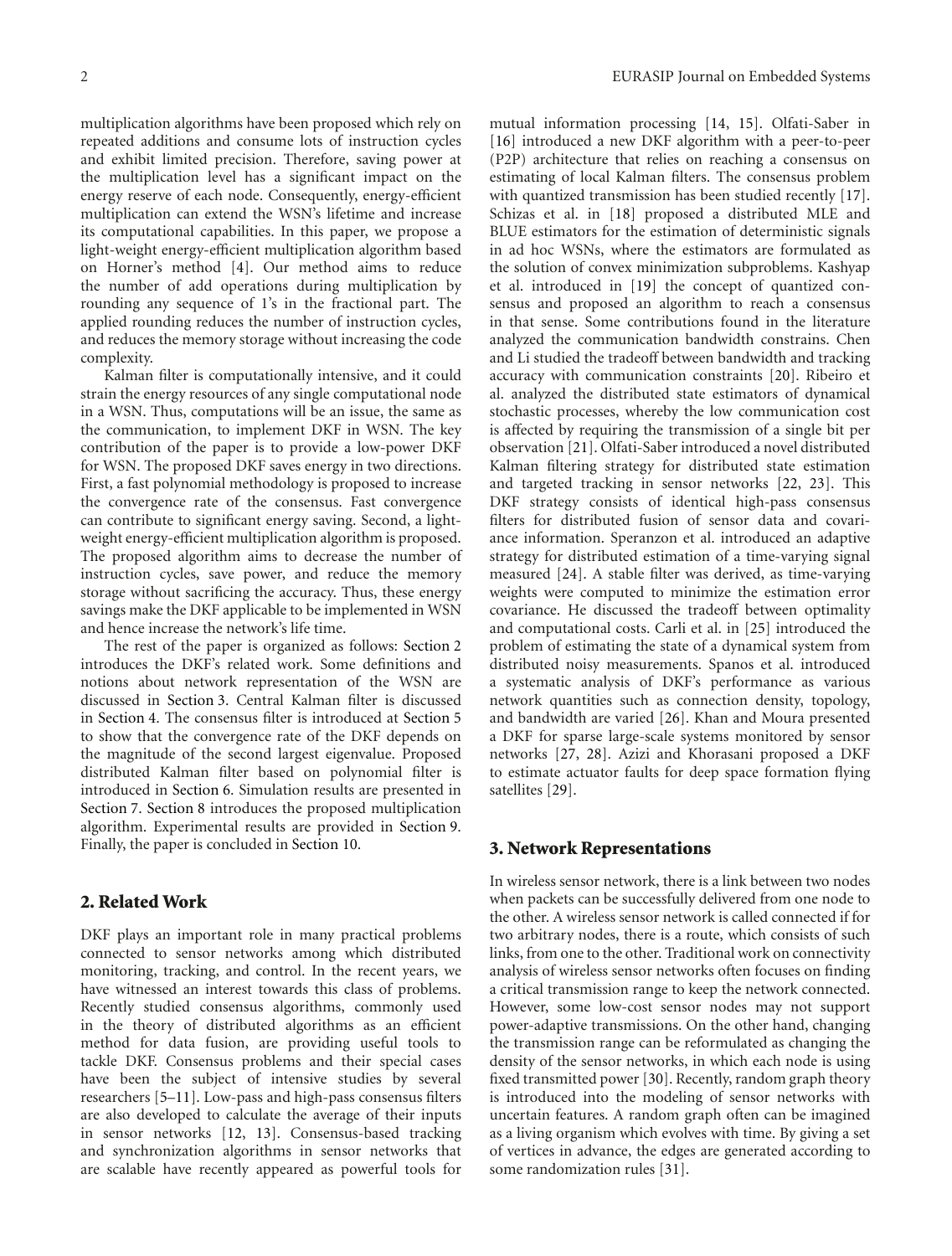multiplication algorithms have been proposed which rely on repeated additions and consume lots of instruction cycles and exhibit limited precision. Therefore, saving power at the multiplication level has a significant impact on the energy reserve of each node. Consequently, energy-efficient multiplication can extend the WSN's lifetime and increase its computational capabilities. In this paper, we propose a light-weight energy-efficient multiplication algorithm based on Horner's method [4]. Our method aims to reduce the number of add operations during multiplication by rounding any sequence of 1's in the fractional part. The applied rounding reduces the number of instruction cycles, and reduces the memory storage without increasing the code complexity.

Kalman filter is computationally intensive, and it could strain the energy resources of any single computational node in a WSN. Thus, computations will be an issue, the same as the communication, to implement DKF in WSN. The key contribution of the paper is to provide a low-power DKF for WSN. The proposed DKF saves energy in two directions. First, a fast polynomial methodology is proposed to increase the convergence rate of the consensus. Fast convergence can contribute to significant energy saving. Second, a light-weight energy-efficient multiplication algorithm is proposed. The proposed algorithm aims to decrease the number of instruction cycles, save power, and reduce the memory storage without sacrificing the accuracy. Thus, these energy savings make the DKF applicable to be implemented in WSN and hence increase the network's life time.

The rest of the paper is organized as follows: Section 2 introduces the DKF's related work. Some definitions and notions about network representation of the WSN are discussed in Section 3. Central Kalman filter is discussed in Section 4. The consensus filter is introduced at Section 5 to show that the convergence rate of the DKF depends on the magnitude of the second largest eigenvalue. Proposed distributed Kalman filter based on polynomial filter is introduced in Section 6. Simulation results are presented in Section 7. Section 8 introduces the proposed multiplication algorithm. Experimental results are provided in Section 9. Finally, the paper is concluded in Section 10.

## 2. Related Work

DKF plays an important role in many practical problems connected to sensor networks among which distributed monitoring, tracking, and control. In the recent years, we have witnessed an interest towards this class of problems. Recently studied consensus algorithms, commonly used in the theory of distributed algorithms as an efficient method for data fusion, are providing useful tools to tackle DKF. Consensus problems and their special cases have been the subject of intensive studies by several researchers [5–11]. Low-pass and high-pass consensus filters are also developed to calculate the average of their inputs in sensor networks [12, 13]. Consensus-based tracking and synchronization algorithms in sensor networks that are scalable have recently appeared as powerful tools for mutual information processing [14, 15]. Olfati-Saber in [16] introduced a new DKF algorithm with a peer-to-peer (P2P) architecture that relies on reaching a consensus on estimating of local Kalman filters. The consensus problem with quantized transmission has been studied recently [17]. Schizas et al. in [18] proposed a distributed MLE and BLUE estimators for the estimation of deterministic signals in ad hoc WSNs, where the estimators are formulated as the solution of convex minimization subproblems. Kashyap et al. introduced in [19] the concept of quantized consensus and proposed an algorithm to reach a consensus in that sense. Some contributions found in the literature analyzed the communication bandwidth constrains. Chen and Li studied the tradeoff between bandwidth and tracking accuracy with communication constraints [20]. Ribeiro et al. analyzed the distributed state estimators of dynamical stochastic processes, whereby the low communication cost is affected by requiring the transmission of a single bit per observation [21]. Olfati-Saber introduced a novel distributed Kalman filtering strategy for distributed state estimation and targeted tracking in sensor networks [22, 23]. This DKF strategy consists of identical high-pass consensus filters for distributed fusion of sensor data and covariance information. Speranzon et al. introduced an adaptive strategy for distributed estimation of a time-varying signal measured [24]. A stable filter was derived, as time-varying weights were computed to minimize the estimation error covariance. He discussed the tradeoff between optimality and computational costs. Carli et al. in [25] introduced the problem of estimating the state of a dynamical system from distributed noisy measurements. Spanos et al. introduced a systematic analysis of DKF's performance as various network quantities such as connection density, topology, and bandwidth are varied [26]. Khan and Moura presented a DKF for sparse large-scale systems monitored by sensor networks [27, 28]. Azizi and Khorasani proposed a DKF to estimate actuator faults for deep space formation flying satellites [29].

## 3. Network Representations

In wireless sensor network, there is a link between two nodes when packets can be successfully delivered from one node to the other. A wireless sensor network is called connected if for two arbitrary nodes, there is a route, which consists of such links, from one to the other. Traditional work on connectivity analysis of wireless sensor networks often focuses on finding a critical transmission range to keep the network connected. However, some low-cost sensor nodes may not support power-adaptive transmissions. On the other hand, changing the transmission range can be reformulated as changing the density of the sensor networks, in which each node is using fixed transmitted power [30]. Recently, random graph theory is introduced into the modeling of sensor networks with uncertain features. A random graph often can be imagined as a living organism which evolves with time. By giving a set of vertices in advance, the edges are generated according to some randomization rules [31].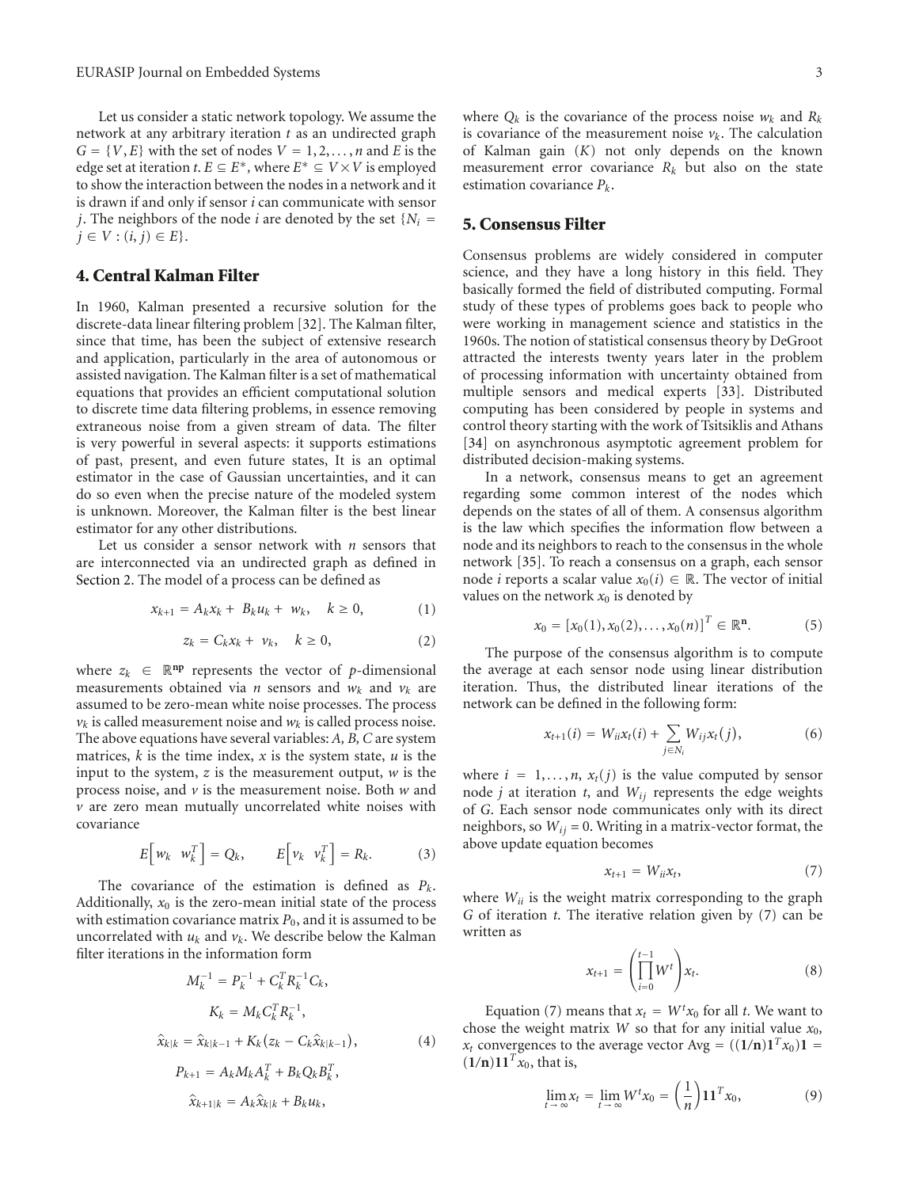Let us consider a static network topology. We assume the network at any arbitrary iteration $t$ as an undirected graph $G = \{V, E\}$ with the set of nodes $V = 1, 2, \dots, n$ and $E$ is the edge set at iteration $t$. $E \subseteq E^*$, where $E^* \subseteq V \times V$ is employed to show the interaction between the nodes in a network and it is drawn if and only if sensor $i$ can communicate with sensor $j$. The neighbors of the node $i$ are denoted by the set $\{N_i = j \in V : (i, j) \in E\}$.

## 4. Central Kalman Filter

In 1960, Kalman presented a recursive solution for the discrete-data linear filtering problem [32]. The Kalman filter, since that time, has been the subject of extensive research and application, particularly in the area of autonomous or assisted navigation. The Kalman filter is a set of mathematical equations that provides an efficient computational solution to discrete time data filtering problems, in essence removing extraneous noise from a given stream of data. The filter is very powerful in several aspects: it supports estimations of past, present, and even future states, It is an optimal estimator in the case of Gaussian uncertainties, and it can do so even when the precise nature of the modeled system is unknown. Moreover, the Kalman filter is the best linear estimator for any other distributions.

Let us consider a sensor network with $n$ sensors that are interconnected via an undirected graph as defined in Section 2. The model of a process can be defined as

$$x_{k+1} = A_k x_k + B_k u_k + w_k, \quad k \geq 0, \tag{1}$$

$$z_k = C_k x_k + v_k, \quad k \geq 0, \tag{2}$$

where $z_k \in \mathbb{R}^{\mathbf{np}}$ represents the vector of $p$-dimensional measurements obtained via $n$ sensors and $w_k$ and $v_k$ are assumed to be zero-mean white noise processes. The process $v_k$ is called measurement noise and $w_k$ is called process noise. The above equations have several variables: $A$, $B$, $C$ are system matrices, $k$ is the time index, $x$ is the system state, $u$ is the input to the system, $z$ is the measurement output, $w$ is the process noise, and $v$ is the measurement noise. Both $w$ and $v$ are zero mean mutually uncorrelated white noises with covariance

$$E\left[w_k \quad w_k^T\right] = Q_k, \qquad E\left[v_k \quad v_k^T\right] = R_k. \tag{3}$$

The covariance of the estimation is defined as $P_k$. Additionally, $x_0$ is the zero-mean initial state of the process with estimation covariance matrix $P_0$, and it is assumed to be uncorrelated with $u_k$ and $v_k$. We describe below the Kalman filter iterations in the information form

$$\begin{gathered}
M_k^{-1} = P_k^{-1} + C_k^T R_k^{-1} C_k, \\
K_k = M_k C_k^T R_k^{-1}, \\
\widehat{x}_{k|k} = \widehat{x}_{k|k-1} + K_k\left(z_k - C_k \widehat{x}_{k|k-1}\right), \\
P_{k+1} = A_k M_k A_k^T + B_k Q_k B_k^T, \\
\widehat{x}_{k+1|k} = A_k \widehat{x}_{k|k} + B_k u_k,
\end{gathered} \tag{4}$$

where $Q_k$ is the covariance of the process noise $w_k$ and $R_k$ is covariance of the measurement noise $v_k$. The calculation of Kalman gain $(K)$ not only depends on the known measurement error covariance $R_k$ but also on the state estimation covariance $P_k$.

## 5. Consensus Filter

Consensus problems are widely considered in computer science, and they have a long history in this field. They basically formed the field of distributed computing. Formal study of these types of problems goes back to people who were working in management science and statistics in the 1960s. The notion of statistical consensus theory by DeGroot attracted the interests twenty years later in the problem of processing information with uncertainty obtained from multiple sensors and medical experts [33]. Distributed computing has been considered by people in systems and control theory starting with the work of Tsitsiklis and Athans [34] on asynchronous asymptotic agreement problem for distributed decision-making systems.

In a network, consensus means to get an agreement regarding some common interest of the nodes which depends on the states of all of them. A consensus algorithm is the law which specifies the information flow between a node and its neighbors to reach to the consensus in the whole network [35]. To reach a consensus on a graph, each sensor node $i$ reports a scalar value $x_0(i) \in \mathbb{R}$. The vector of initial values on the network $x_0$ is denoted by

$$x_0 = \left[x_0(1), x_0(2), \dots, x_0(n)\right]^T \in \mathbb{R}^{\mathbf{n}}. \tag{5}$$

The purpose of the consensus algorithm is to compute the average at each sensor node using linear distribution iteration. Thus, the distributed linear iterations of the network can be defined in the following form:

$$x_{t+1}(i) = W_{ii} x_t(i) + \sum_{j \in N_i} W_{ij} x_t(j), \tag{6}$$

where $i = 1, \dots, n$, $x_t(j)$ is the value computed by sensor node $j$ at iteration $t$, and $W_{ij}$ represents the edge weights of $G$. Each sensor node communicates only with its direct neighbors, so $W_{ij} = 0$. Writing in a matrix-vector format, the above update equation becomes

$$x_{t+1} = W_{ii} x_t, \tag{7}$$

where $W_{ii}$ is the weight matrix corresponding to the graph $G$ of iteration $t$. The iterative relation given by (7) can be written as

$$x_{t+1} = \left(\prod_{i=0}^{t-1} W^t\right) x_t. \tag{8}$$

Equation (7) means that $x_t = W^t x_0$ for all $t$. We want to chose the weight matrix $W$ so that for any initial value $x_0$, $x_t$ convergences to the average vector $\text{Avg} = ((\mathbf{1/n})\mathbf{1}^T x_0)\mathbf{1} = (\mathbf{1/n})\mathbf{1}\mathbf{1}^T x_0$, that is,

$$\lim_{t \to \infty} x_t = \lim_{t \to \infty} W^t x_0 = \left(\frac{1}{n}\right)\mathbf{1}\mathbf{1}^T x_0, \tag{9}$$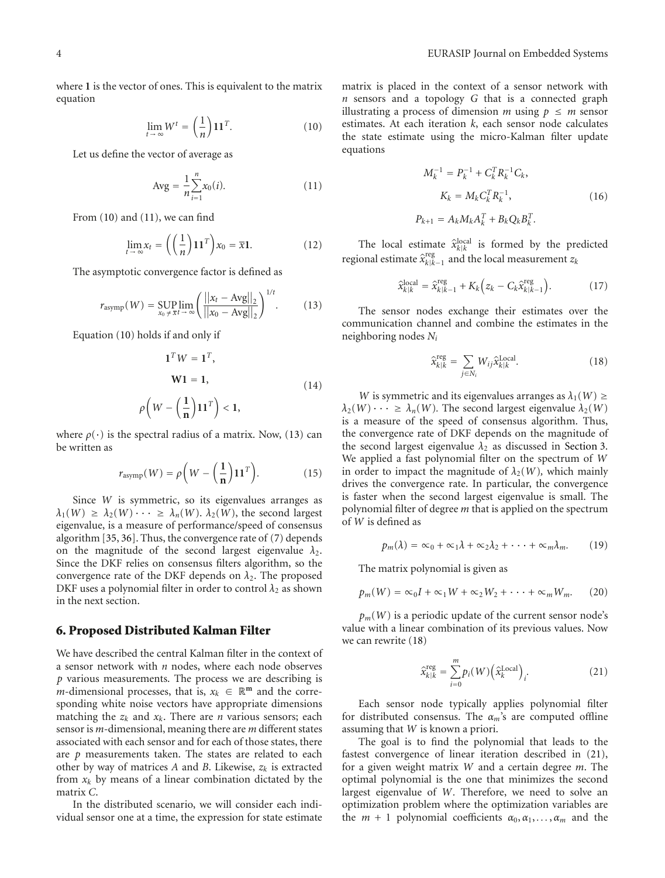where $\mathbf{1}$ is the vector of ones. This is equivalent to the matrix equation

$$\lim_{t \to \infty} W^t = \left(\frac{1}{n}\right)\mathbf{1}\mathbf{1}^T. \tag{10}$$

Let us define the vector of average as

$$\text{Avg} = \frac{1}{n}\sum_{i=1}^{n} x_0(i). \tag{11}$$

From (10) and (11), we can find

$$\lim_{t \to \infty} x_t = \left(\left(\frac{1}{n}\right)\mathbf{1}\mathbf{1}^T\right)x_0 = \overline{x}\mathbf{1}. \tag{12}$$

The asymptotic convergence factor is defined as

$$r_{\text{asymp}}(W) = \underset{x_0 \neq \overline{x}}{\text{SUP}} \lim_{t \to \infty} \left(\frac{\|x_t - \text{Avg}\|_2}{\|x_0 - \text{Avg}\|_2}\right)^{1/t}. \tag{13}$$

Equation (10) holds if and only if

$$\begin{aligned} \mathbf{1}^T W &= \mathbf{1}^T, \\ \mathbf{W}\mathbf{1} &= \mathbf{1}, \\ \rho\left(W - \left(\frac{\mathbf{1}}{\mathbf{n}}\right)\mathbf{1}\mathbf{1}^T\right) &< \mathbf{1}, \end{aligned} \tag{14}$$

where $\rho(\cdot)$ is the spectral radius of a matrix. Now, (13) can be written as

$$r_{\text{asymp}}(W) = \rho\left(W - \left(\frac{\mathbf{1}}{\mathbf{n}}\right)\mathbf{1}\mathbf{1}^T\right). \tag{15}$$

Since $W$ is symmetric, so its eigenvalues arranges as $\lambda_1(W) \geq \lambda_2(W) \cdots \geq \lambda_n(W)$. $\lambda_2(W)$, the second largest eigenvalue, is a measure of performance/speed of consensus algorithm [35, 36]. Thus, the convergence rate of (7) depends on the magnitude of the second largest eigenvalue $\lambda_2$. Since the DKF relies on consensus filters algorithm, so the convergence rate of the DKF depends on $\lambda_2$. The proposed DKF uses a polynomial filter in order to control $\lambda_2$ as shown in the next section.

## 6. Proposed Distributed Kalman Filter

We have described the central Kalman filter in the context of a sensor network with $n$ nodes, where each node observes $p$ various measurements. The process we are describing is $m$-dimensional processes, that is, $x_k \in \mathbb{R}^{\mathbf{m}}$ and the corresponding white noise vectors have appropriate dimensions matching the $z_k$ and $x_k$. There are $n$ various sensors; each sensor is $m$-dimensional, meaning there are $m$ different states associated with each sensor and for each of those states, there are $p$ measurements taken. The states are related to each other by way of matrices $A$ and $B$. Likewise, $z_k$ is extracted from $x_k$ by means of a linear combination dictated by the matrix $C$.

In the distributed scenario, we will consider each individual sensor one at a time, the expression for state estimate matrix is placed in the context of a sensor network with $n$ sensors and a topology $G$ that is a connected graph illustrating a process of dimension $m$ using $p \leq m$ sensor estimates. At each iteration $k$, each sensor node calculates the state estimate using the micro-Kalman filter update equations

$$\begin{aligned} M_k^{-1} &= P_k^{-1} + C_k^T R_k^{-1} C_k, \\ K_k &= M_k C_k^T R_k^{-1}, \\ P_{k+1} &= A_k M_k A_k^T + B_k Q_k B_k^T. \end{aligned} \tag{16}$$

The local estimate $\hat{x}_{k|k}^{\text{local}}$ is formed by the predicted regional estimate $\hat{x}_{k|k-1}^{\text{reg}}$ and the local measurement $z_k$

$$\hat{x}_{k|k}^{\text{local}} = \hat{x}_{k|k-1}^{\text{reg}} + K_k\left(z_k - C_k \hat{x}_{k|k-1}^{\text{reg}}\right). \tag{17}$$

The sensor nodes exchange their estimates over the communication channel and combine the estimates in the neighboring nodes $N_i$

$$\hat{x}_{k|k}^{\text{reg}} = \sum_{j \in N_i} W_{ij} \hat{x}_{k|k}^{\text{Local}}. \tag{18}$$

$W$ is symmetric and its eigenvalues arranges as $\lambda_1(W) \geq \lambda_2(W) \cdots \geq \lambda_n(W)$. The second largest eigenvalue $\lambda_2(W)$ is a measure of the speed of consensus algorithm. Thus, the convergence rate of DKF depends on the magnitude of the second largest eigenvalue $\lambda_2$ as discussed in Section 3. We applied a fast polynomial filter on the spectrum of $W$ in order to impact the magnitude of $\lambda_2(W)$, which mainly drives the convergence rate. In particular, the convergence is faster when the second largest eigenvalue is small. The polynomial filter of degree $m$ that is applied on the spectrum of $W$ is defined as

$$p_m(\lambda) = \propto_0 + \propto_1 \lambda + \propto_2 \lambda_2 + \cdots + \propto_m \lambda_m. \tag{19}$$

The matrix polynomial is given as

$$p_m(W) = \propto_0 I + \propto_1 W + \propto_2 W_2 + \cdots + \propto_m W_m. \tag{20}$$

$p_m(W)$ is a periodic update of the current sensor node's value with a linear combination of its previous values. Now we can rewrite (18)

$$\hat{x}_{k|k}^{\text{reg}} = \sum_{i=0}^{m} p_i(W)\left(\hat{x}_k^{\text{Local}}\right)_i. \tag{21}$$

Each sensor node typically applies polynomial filter for distributed consensus. The $\alpha_m$'s are computed offline assuming that $W$ is known a priori.

The goal is to find the polynomial that leads to the fastest convergence of linear iteration described in (21), for a given weight matrix $W$ and a certain degree $m$. The optimal polynomial is the one that minimizes the second largest eigenvalue of $W$. Therefore, we need to solve an optimization problem where the optimization variables are the $m + 1$ polynomial coefficients $\alpha_0, \alpha_1, \ldots, \alpha_m$ and the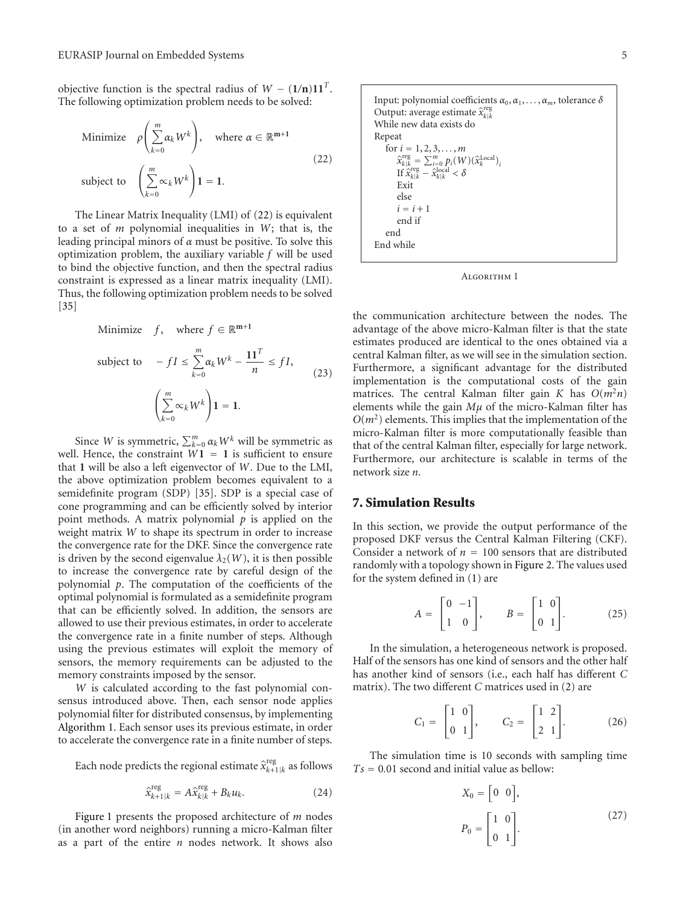objective function is the spectral radius of $W - (\mathbf{1/n})\mathbf{11}^T$. The following optimization problem needs to be solved:

$$\begin{aligned} &\text{Minimize} \quad \rho\left(\sum_{k=0}^{m} \alpha_k W^k\right), \quad \text{where } \alpha \in \mathbb{R}^{\mathbf{m+1}} \\ &\text{subject to} \quad \left(\sum_{k=0}^{m} \propto_k W^k\right)\mathbf{1} = \mathbf{1}. \end{aligned} \tag{22}$$

The Linear Matrix Inequality (LMI) of (22) is equivalent to a set of $m$ polynomial inequalities in $W$; that is, the leading principal minors of $\alpha$ must be positive. To solve this optimization problem, the auxiliary variable $f$ will be used to bind the objective function, and then the spectral radius constraint is expressed as a linear matrix inequality (LMI). Thus, the following optimization problem needs to be solved [35]

$$\begin{aligned} &\text{Minimize} \quad f, \quad \text{where } f \in \mathbb{R}^{\mathbf{m+1}} \\ &\text{subject to} \quad -fI \leq \sum_{k=0}^{m} \alpha_k W^k - \frac{\mathbf{11}^T}{n} \leq fI, \\ &\qquad\qquad \left(\sum_{k=0}^{m} \propto_k W^k\right)\mathbf{1} = \mathbf{1}. \end{aligned} \tag{23}$$

Since $W$ is symmetric, $\sum_{k=0}^{m} \alpha_k W^k$ will be symmetric as well. Hence, the constraint $W\mathbf{1} = \mathbf{1}$ is sufficient to ensure that $\mathbf{1}$ will be also a left eigenvector of $W$. Due to the LMI, the above optimization problem becomes equivalent to a semidefinite program (SDP) [35]. SDP is a special case of cone programming and can be efficiently solved by interior point methods. A matrix polynomial $p$ is applied on the weight matrix $W$ to shape its spectrum in order to increase the convergence rate for the DKF. Since the convergence rate is driven by the second eigenvalue $\lambda_2(W)$, it is then possible to increase the convergence rate by careful design of the polynomial $p$. The computation of the coefficients of the optimal polynomial is formulated as a semidefinite program that can be efficiently solved. In addition, the sensors are allowed to use their previous estimates, in order to accelerate the convergence rate in a finite number of steps. Although using the previous estimates will exploit the memory of sensors, the memory requirements can be adjusted to the memory constraints imposed by the sensor.

$W$ is calculated according to the fast polynomial consensus introduced above. Then, each sensor node applies polynomial filter for distributed consensus, by implementing Algorithm 1. Each sensor uses its previous estimate, in order to accelerate the convergence rate in a finite number of steps.

Each node predicts the regional estimate $\hat{x}^{\text{reg}}_{k+1|k}$ as follows

$$\hat{x}^{\text{reg}}_{k+1|k} = A\hat{x}^{\text{reg}}_{k|k} + B_k u_k. \tag{24}$$

Figure 1 presents the proposed architecture of $m$ nodes (in another word neighbors) running a micro-Kalman filter as a part of the entire $n$ nodes network. It shows also

```
Input: polynomial coefficients α_0, α_1, ..., α_m, tolerance δ
Output: average estimate x̂^reg_{k|k}
While new data exists do
Repeat
   for i = 1, 2, 3, ..., m
      x̂^reg_{k|k} = Σ_{i=0}^{m} p_i(W)(x̂^Local_k)_i
      If x̂^reg_{k|k} − x̂^local_{k|k} < δ
      Exit
      else
      i = i + 1
      end if
   end
End while
```

Algorithm 1

the communication architecture between the nodes. The advantage of the above micro-Kalman filter is that the state estimates produced are identical to the ones obtained via a central Kalman filter, as we will see in the simulation section. Furthermore, a significant advantage for the distributed implementation is the computational costs of the gain matrices. The central Kalman filter gain $K$ has $O(m^2 n)$ elements while the gain $M\mu$ of the micro-Kalman filter has $O(m^2)$ elements. This implies that the implementation of the micro-Kalman filter is more computationally feasible than that of the central Kalman filter, especially for large network. Furthermore, our architecture is scalable in terms of the network size $n$.

## 7. Simulation Results

In this section, we provide the output performance of the proposed DKF versus the Central Kalman Filtering (CKF). Consider a network of $n = 100$ sensors that are distributed randomly with a topology shown in Figure 2. The values used for the system defined in (1) are

$$A = \begin{bmatrix} 0 & -1 \\ 1 & 0 \end{bmatrix}, \qquad B = \begin{bmatrix} 1 & 0 \\ 0 & 1 \end{bmatrix}. \tag{25}$$

In the simulation, a heterogeneous network is proposed. Half of the sensors has one kind of sensors and the other half has another kind of sensors (i.e., each half has different $C$ matrix). The two different $C$ matrices used in (2) are

$$C_1 = \begin{bmatrix} 1 & 0 \\ 0 & 1 \end{bmatrix}, \qquad C_2 = \begin{bmatrix} 1 & 2 \\ 2 & 1 \end{bmatrix}. \tag{26}$$

The simulation time is 10 seconds with sampling time $Ts = 0.01$ second and initial value as bellow:

$$\begin{aligned} X_0 &= \begin{bmatrix} 0 & 0 \end{bmatrix}, \\ P_0 &= \begin{bmatrix} 1 & 0 \\ 0 & 1 \end{bmatrix}. \end{aligned} \tag{27}$$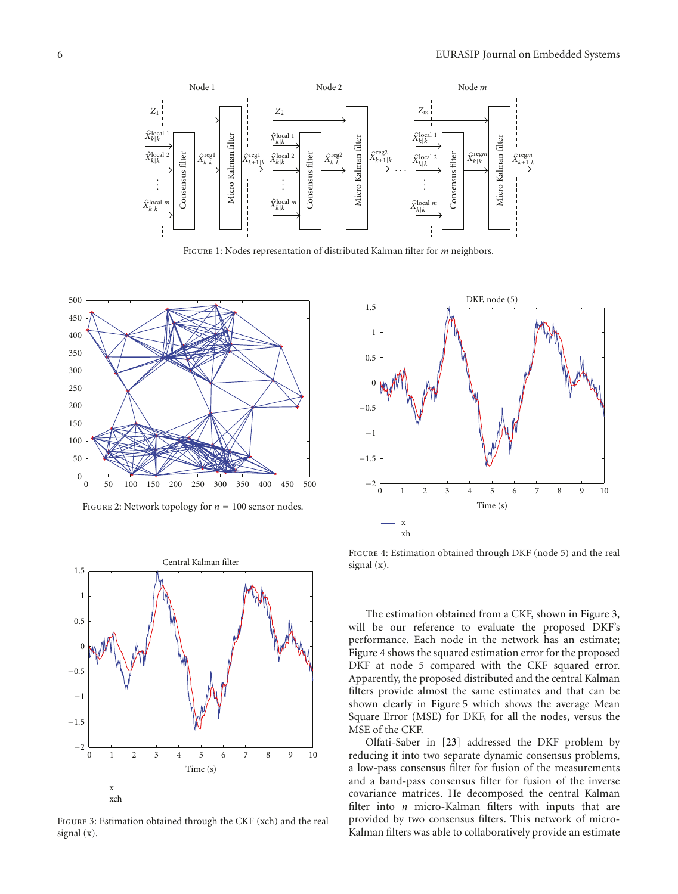Figure 1: Nodes representation of distributed Kalman filter for $m$ neighbors.

Figure 2: Network topology for $n = 100$ sensor nodes.

Figure 3: Estimation obtained through the CKF (xch) and the real signal (x).

Figure 4: Estimation obtained through DKF (node 5) and the real signal (x).

The estimation obtained from a CKF, shown in Figure 3, will be our reference to evaluate the proposed DKF's performance. Each node in the network has an estimate; Figure 4 shows the squared estimation error for the proposed DKF at node 5 compared with the CKF squared error. Apparently, the proposed distributed and the central Kalman filters provide almost the same estimates and that can be shown clearly in Figure 5 which shows the average Mean Square Error (MSE) for DKF, for all the nodes, versus the MSE of the CKF.

Olfati-Saber in [23] addressed the DKF problem by reducing it into two separate dynamic consensus problems, a low-pass consensus filter for fusion of the measurements and a band-pass consensus filter for fusion of the inverse covariance matrices. He decomposed the central Kalman filter into $n$ micro-Kalman filters with inputs that are provided by two consensus filters. This network of micro-Kalman filters was able to collaboratively provide an estimate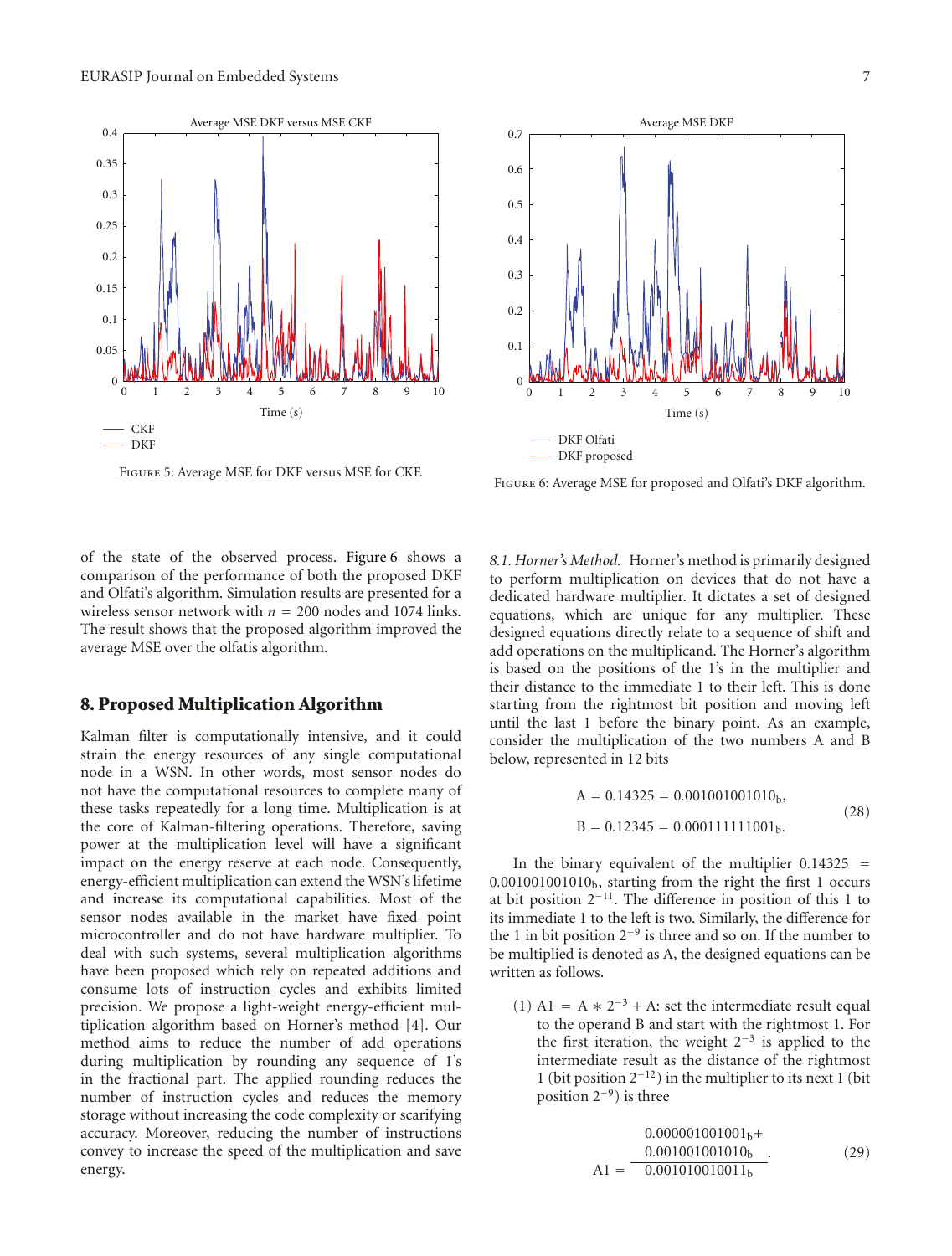Figure 5: Average MSE for DKF versus MSE for CKF.

Figure 6: Average MSE for proposed and Olfati's DKF algorithm.

of the state of the observed process. Figure 6 shows a comparison of the performance of both the proposed DKF and Olfati's algorithm. Simulation results are presented for a wireless sensor network with $n = 200$ nodes and 1074 links. The result shows that the proposed algorithm improved the average MSE over the olfatis algorithm.

## 8. Proposed Multiplication Algorithm

Kalman filter is computationally intensive, and it could strain the energy resources of any single computational node in a WSN. In other words, most sensor nodes do not have the computational resources to complete many of these tasks repeatedly for a long time. Multiplication is at the core of Kalman-filtering operations. Therefore, saving power at the multiplication level will have a significant impact on the energy reserve at each node. Consequently, energy-efficient multiplication can extend the WSN's lifetime and increase its computational capabilities. Most of the sensor nodes available in the market have fixed point microcontroller and do not have hardware multiplier. To deal with such systems, several multiplication algorithms have been proposed which rely on repeated additions and consume lots of instruction cycles and exhibits limited precision. We propose a light-weight energy-efficient multiplication algorithm based on Horner's method [4]. Our method aims to reduce the number of add operations during multiplication by rounding any sequence of 1's in the fractional part. The applied rounding reduces the number of instruction cycles and reduces the memory storage without increasing the code complexity or scarifying accuracy. Moreover, reducing the number of instructions convey to increase the speed of the multiplication and save energy.

*8.1. Horner's Method.* Horner's method is primarily designed to perform multiplication on devices that do not have a dedicated hardware multiplier. It dictates a set of designed equations, which are unique for any multiplier. These designed equations directly relate to a sequence of shift and add operations on the multiplicand. The Horner's algorithm is based on the positions of the 1's in the multiplier and their distance to the immediate 1 to their left. This is done starting from the rightmost bit position and moving left until the last 1 before the binary point. As an example, consider the multiplication of the two numbers A and B below, represented in 12 bits

$$
\begin{aligned}
A &= 0.14325 = 0.001001001010_{\mathrm{b}}, \\
B &= 0.12345 = 0.000111111001_{\mathrm{b}}.
\end{aligned}
\tag{28}
$$

In the binary equivalent of the multiplier $0.14325 = 0.001001001010_{\mathrm{b}}$, starting from the right the first 1 occurs at bit position $2^{-11}$. The difference in position of this 1 to its immediate 1 to the left is two. Similarly, the difference for the 1 in bit position $2^{-9}$ is three and so on. If the number to be multiplied is denoted as A, the designed equations can be written as follows.

(1) $A1 = A * 2^{-3} + A$: set the intermediate result equal to the operand B and start with the rightmost 1. For the first iteration, the weight $2^{-3}$ is applied to the intermediate result as the distance of the rightmost 1 (bit position $2^{-12}$) in the multiplier to its next 1 (bit position $2^{-9}$) is three

$$
\begin{array}{r}
0.000001001001_{\mathrm{b}}+ \\
0.001001001010_{\mathrm{b}} \\
\hline
A1 = \quad 0.001010010011_{\mathrm{b}}
\end{array}
. \tag{29}
$$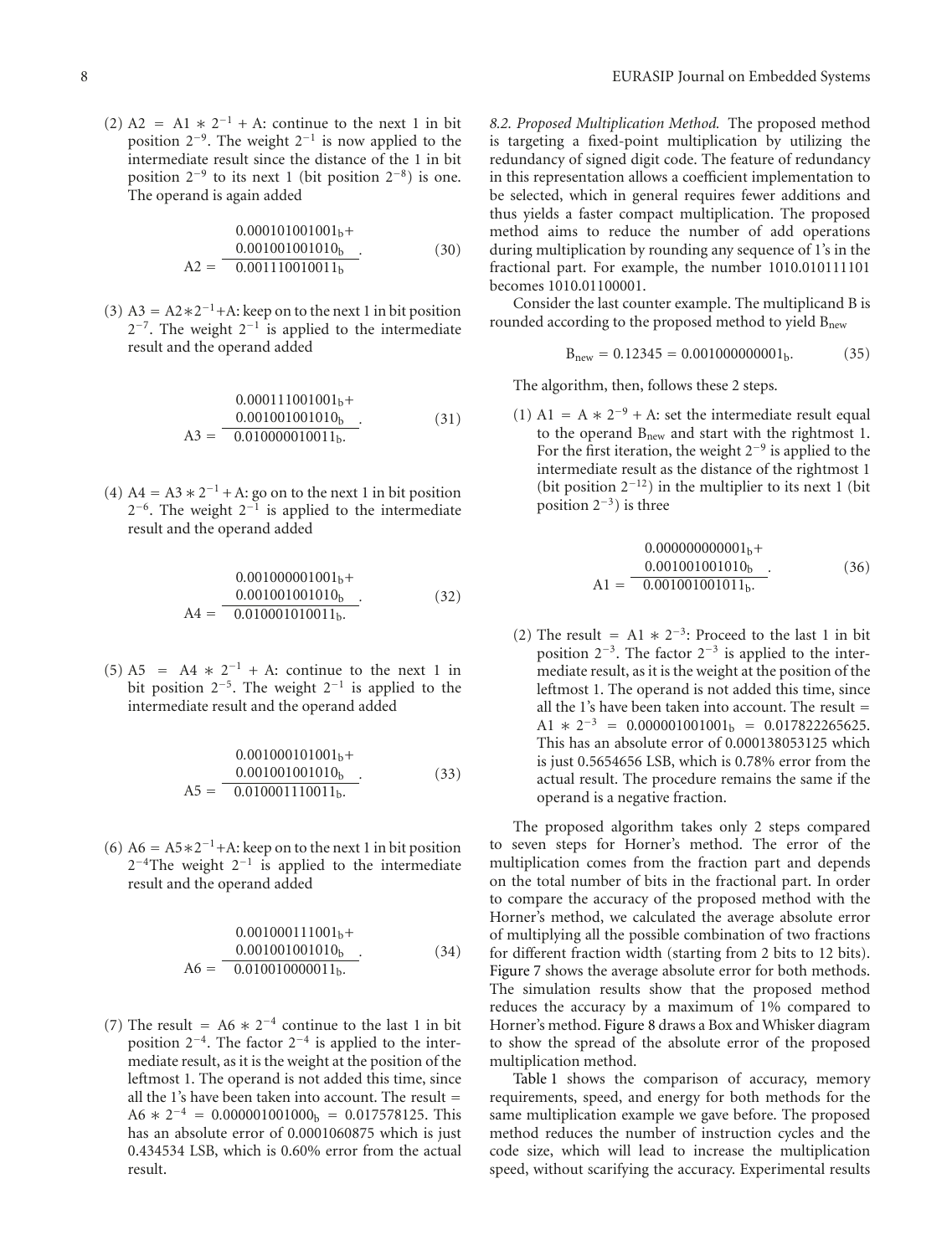(2) $A2 = A1 * 2^{-1} + A$: continue to the next 1 in bit position $2^{-9}$. The weight $2^{-1}$ is now applied to the intermediate result since the distance of the 1 in bit position $2^{-9}$ to its next 1 (bit position $2^{-8}$) is one. The operand is again added

$$\begin{array}{r} 0.000101001001_b + \\ 0.001001001010_b \\ \hline A2 = \quad 0.001110010011_b \end{array}. \tag{30}$$

(3) $A3 = A2 * 2^{-1} + A$: keep on to the next 1 in bit position $2^{-7}$. The weight $2^{-1}$ is applied to the intermediate result and the operand added

$$\begin{array}{r} 0.000111001001_b + \\ 0.001001001010_b \\ \hline A3 = \quad 0.010000010011_b. \end{array} \tag{31}$$

(4) $A4 = A3 * 2^{-1} + A$: go on to the next 1 in bit position $2^{-6}$. The weight $2^{-1}$ is applied to the intermediate result and the operand added

$$\begin{array}{r} 0.001000001001_b + \\ 0.001001001010_b \\ \hline A4 = \quad 0.010001010011_b. \end{array} \tag{32}$$

(5) $A5 = A4 * 2^{-1} + A$: continue to the next 1 in bit position $2^{-5}$. The weight $2^{-1}$ is applied to the intermediate result and the operand added

$$\begin{array}{r} 0.001000101001_b + \\ 0.001001001010_b \\ \hline A5 = \quad 0.010001110011_b. \end{array} \tag{33}$$

(6) $A6 = A5 * 2^{-1} + A$: keep on to the next 1 in bit position $2^{-4}$The weight $2^{-1}$ is applied to the intermediate result and the operand added

$$\begin{array}{r} 0.001000111001_b + \\ 0.001001001010_b \\ \hline A6 = \quad 0.010010000011_b. \end{array} \tag{34}$$

(7) The result $= A6 * 2^{-4}$ continue to the last 1 in bit position $2^{-4}$. The factor $2^{-4}$ is applied to the intermediate result, as it is the weight at the position of the leftmost 1. The operand is not added this time, since all the 1's have been taken into account. The result $= A6 * 2^{-4} = 0.000001001000_b = 0.017578125$. This has an absolute error of 0.0001060875 which is just 0.434534 LSB, which is 0.60% error from the actual result.

*8.2. Proposed Multiplication Method.* The proposed method is targeting a fixed-point multiplication by utilizing the redundancy of signed digit code. The feature of redundancy in this representation allows a coefficient implementation to be selected, which in general requires fewer additions and thus yields a faster compact multiplication. The proposed method aims to reduce the number of add operations during multiplication by rounding any sequence of 1's in the fractional part. For example, the number 1010.010111101 becomes 1010.01100001.

Consider the last counter example. The multiplicand B is rounded according to the proposed method to yield $B_{new}$

$$B_{new} = 0.12345 = 0.001000000001_b. \tag{35}$$

The algorithm, then, follows these 2 steps.

(1) $A1 = A * 2^{-9} + A$: set the intermediate result equal to the operand $B_{new}$ and start with the rightmost 1. For the first iteration, the weight $2^{-9}$ is applied to the intermediate result as the distance of the rightmost 1 (bit position $2^{-12}$) in the multiplier to its next 1 (bit position $2^{-3}$) is three

$$\begin{array}{r} 0.000000000001_b + \\ 0.001001001010_b \\ \hline A1 = \quad 0.001001001011_b. \end{array} \tag{36}$$

(2) The result $= A1 * 2^{-3}$: Proceed to the last 1 in bit position $2^{-3}$. The factor $2^{-3}$ is applied to the intermediate result, as it is the weight at the position of the leftmost 1. The operand is not added this time, since all the 1's have been taken into account. The result $= A1 * 2^{-3} = 0.000001001001_b = 0.017822265625$. This has an absolute error of 0.000138053125 which is just 0.5654656 LSB, which is 0.78% error from the actual result. The procedure remains the same if the operand is a negative fraction.

The proposed algorithm takes only 2 steps compared to seven steps for Horner's method. The error of the multiplication comes from the fraction part and depends on the total number of bits in the fractional part. In order to compare the accuracy of the proposed method with the Horner's method, we calculated the average absolute error of multiplying all the possible combination of two fractions for different fraction width (starting from 2 bits to 12 bits). Figure 7 shows the average absolute error for both methods. The simulation results show that the proposed method reduces the accuracy by a maximum of 1% compared to Horner's method. Figure 8 draws a Box and Whisker diagram to show the spread of the absolute error of the proposed multiplication method.

Table 1 shows the comparison of accuracy, memory requirements, speed, and energy for both methods for the same multiplication example we gave before. The proposed method reduces the number of instruction cycles and the code size, which will lead to increase the multiplication speed, without scarifying the accuracy. Experimental results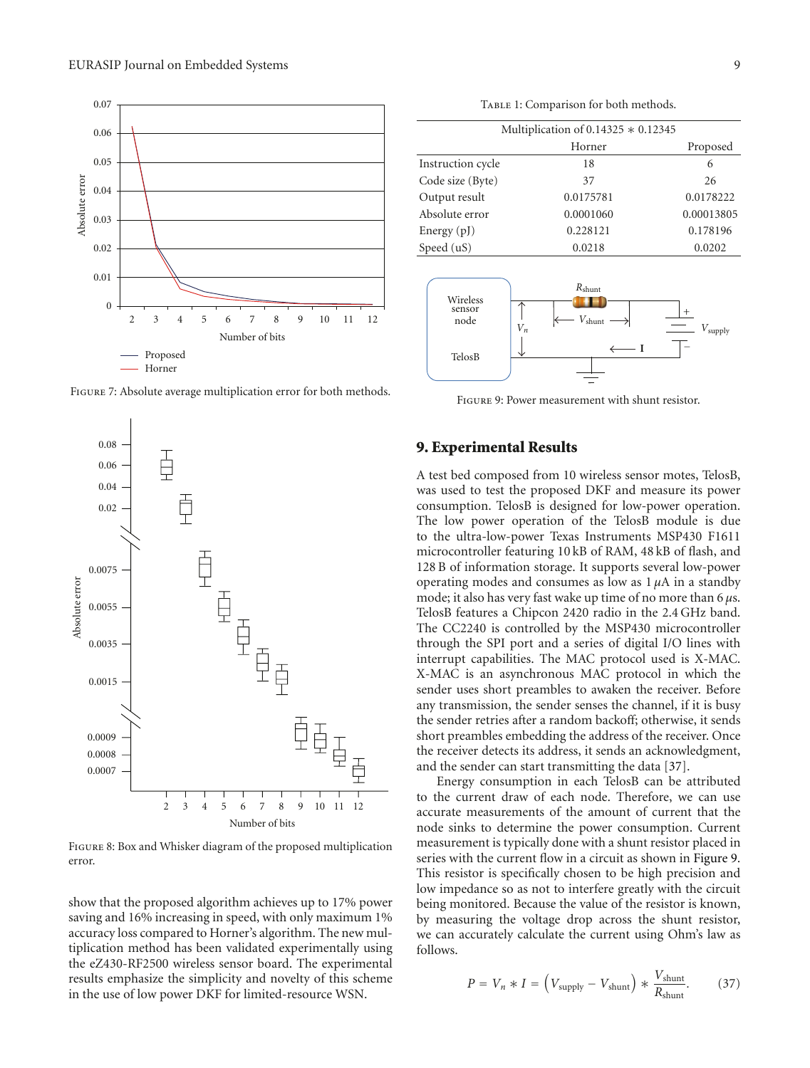FIGURE 7: Absolute average multiplication error for both methods.

FIGURE 8: Box and Whisker diagram of the proposed multiplication error.

show that the proposed algorithm achieves up to 17% power saving and 16% increasing in speed, with only maximum 1% accuracy loss compared to Horner's algorithm. The new multiplication method has been validated experimentally using the eZ430-RF2500 wireless sensor board. The experimental results emphasize the simplicity and novelty of this scheme in the use of low power DKF for limited-resource WSN.

TABLE 1: Comparison for both methods.

| Multiplication of 0.14325 ∗ 0.12345 | | |
|---|---|---|
| | Horner | Proposed |
| Instruction cycle | 18 | 6 |
| Code size (Byte) | 37 | 26 |
| Output result | 0.0175781 | 0.0178222 |
| Absolute error | 0.0001060 | 0.00013805 |
| Energy (pJ) | 0.228121 | 0.178196 |
| Speed (uS) | 0.0218 | 0.0202 |

FIGURE 9: Power measurement with shunt resistor.

## 9. Experimental Results

A test bed composed from 10 wireless sensor motes, TelosB, was used to test the proposed DKF and measure its power consumption. TelosB is designed for low-power operation. The low power operation of the TelosB module is due to the ultra-low-power Texas Instruments MSP430 F1611 microcontroller featuring 10 kB of RAM, 48 kB of flash, and 128 B of information storage. It supports several low-power operating modes and consumes as low as 1 $\mu$A in a standby mode; it also has very fast wake up time of no more than 6 $\mu$s. TelosB features a Chipcon 2420 radio in the 2.4 GHz band. The CC2240 is controlled by the MSP430 microcontroller through the SPI port and a series of digital I/O lines with interrupt capabilities. The MAC protocol used is X-MAC. X-MAC is an asynchronous MAC protocol in which the sender uses short preambles to awaken the receiver. Before any transmission, the sender senses the channel, if it is busy the sender retries after a random backoff; otherwise, it sends short preambles embedding the address of the receiver. Once the receiver detects its address, it sends an acknowledgment, and the sender can start transmitting the data [37].

Energy consumption in each TelosB can be attributed to the current draw of each node. Therefore, we can use accurate measurements of the amount of current that the node sinks to determine the power consumption. Current measurement is typically done with a shunt resistor placed in series with the current flow in a circuit as shown in Figure 9. This resistor is specifically chosen to be high precision and low impedance so as not to interfere greatly with the circuit being monitored. Because the value of the resistor is known, by measuring the voltage drop across the shunt resistor, we can accurately calculate the current using Ohm's law as follows.

$$P = V_n * I = \left(V_{\text{supply}} - V_{\text{shunt}}\right) * \frac{V_{\text{shunt}}}{R_{\text{shunt}}}. \tag{37}$$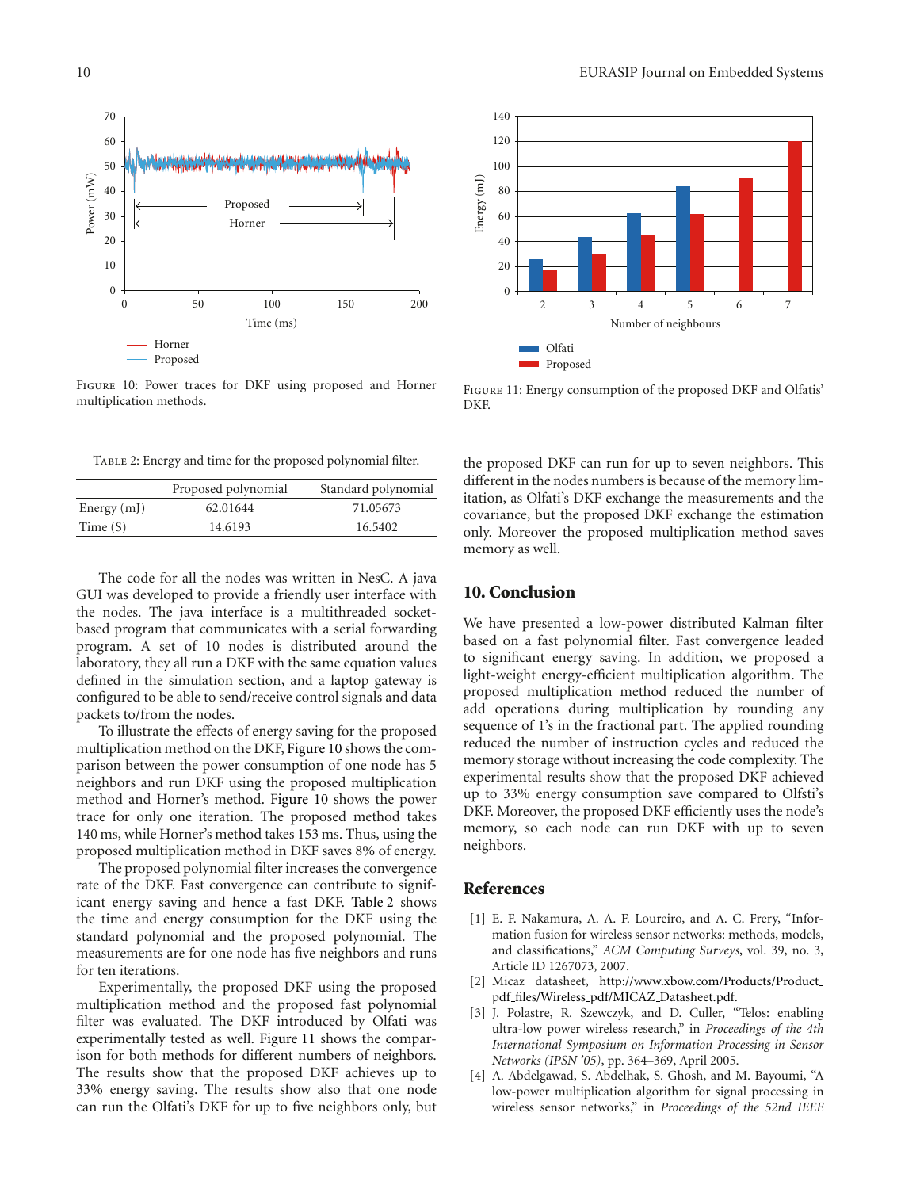Figure 10: Power traces for DKF using proposed and Horner multiplication methods.

Figure 11: Energy consumption of the proposed DKF and Olfatis' DKF.

Table 2: Energy and time for the proposed polynomial filter.

| | Proposed polynomial | Standard polynomial |
|---|---|---|
| Energy (mJ) | 62.01644 | 71.05673 |
| Time (S) | 14.6193 | 16.5402 |

The code for all the nodes was written in NesC. A java GUI was developed to provide a friendly user interface with the nodes. The java interface is a multithreaded socket-based program that communicates with a serial forwarding program. A set of 10 nodes is distributed around the laboratory, they all run a DKF with the same equation values defined in the simulation section, and a laptop gateway is configured to be able to send/receive control signals and data packets to/from the nodes.

To illustrate the effects of energy saving for the proposed multiplication method on the DKF, Figure 10 shows the comparison between the power consumption of one node has 5 neighbors and run DKF using the proposed multiplication method and Horner's method. Figure 10 shows the power trace for only one iteration. The proposed method takes 140 ms, while Horner's method takes 153 ms. Thus, using the proposed multiplication method in DKF saves 8% of energy.

The proposed polynomial filter increases the convergence rate of the DKF. Fast convergence can contribute to significant energy saving and hence a fast DKF. Table 2 shows the time and energy consumption for the DKF using the standard polynomial and the proposed polynomial. The measurements are for one node has five neighbors and runs for ten iterations.

Experimentally, the proposed DKF using the proposed multiplication method and the proposed fast polynomial filter was evaluated. The DKF introduced by Olfati was experimentally tested as well. Figure 11 shows the comparison for both methods for different numbers of neighbors. The results show that the proposed DKF achieves up to 33% energy saving. The results show also that one node can run the Olfati's DKF for up to five neighbors only, but the proposed DKF can run for up to seven neighbors. This different in the nodes numbers is because of the memory limitation, as Olfati's DKF exchange the measurements and the covariance, but the proposed DKF exchange the estimation only. Moreover the proposed multiplication method saves memory as well.

## 10. Conclusion

We have presented a low-power distributed Kalman filter based on a fast polynomial filter. Fast convergence leaded to significant energy saving. In addition, we proposed a light-weight energy-efficient multiplication algorithm. The proposed multiplication method reduced the number of add operations during multiplication by rounding any sequence of 1's in the fractional part. The applied rounding reduced the number of instruction cycles and reduced the memory storage without increasing the code complexity. The experimental results show that the proposed DKF achieved up to 33% energy consumption save compared to Olfsti's DKF. Moreover, the proposed DKF efficiently uses the node's memory, so each node can run DKF with up to seven neighbors.

## References

[1] E. F. Nakamura, A. A. F. Loureiro, and A. C. Frery, "Information fusion for wireless sensor networks: methods, models, and classifications," *ACM Computing Surveys*, vol. 39, no. 3, Article ID 1267073, 2007.

[2] Micaz datasheet, http://www.xbow.com/Products/Product_pdf_files/Wireless_pdf/MICAZ_Datasheet.pdf.

[3] J. Polastre, R. Szewczyk, and D. Culler, "Telos: enabling ultra-low power wireless research," in *Proceedings of the 4th International Symposium on Information Processing in Sensor Networks (IPSN '05)*, pp. 364–369, April 2005.

[4] A. Abdelgawad, S. Abdelhak, S. Ghosh, and M. Bayoumi, "A low-power multiplication algorithm for signal processing in wireless sensor networks," in *Proceedings of the 52nd IEEE*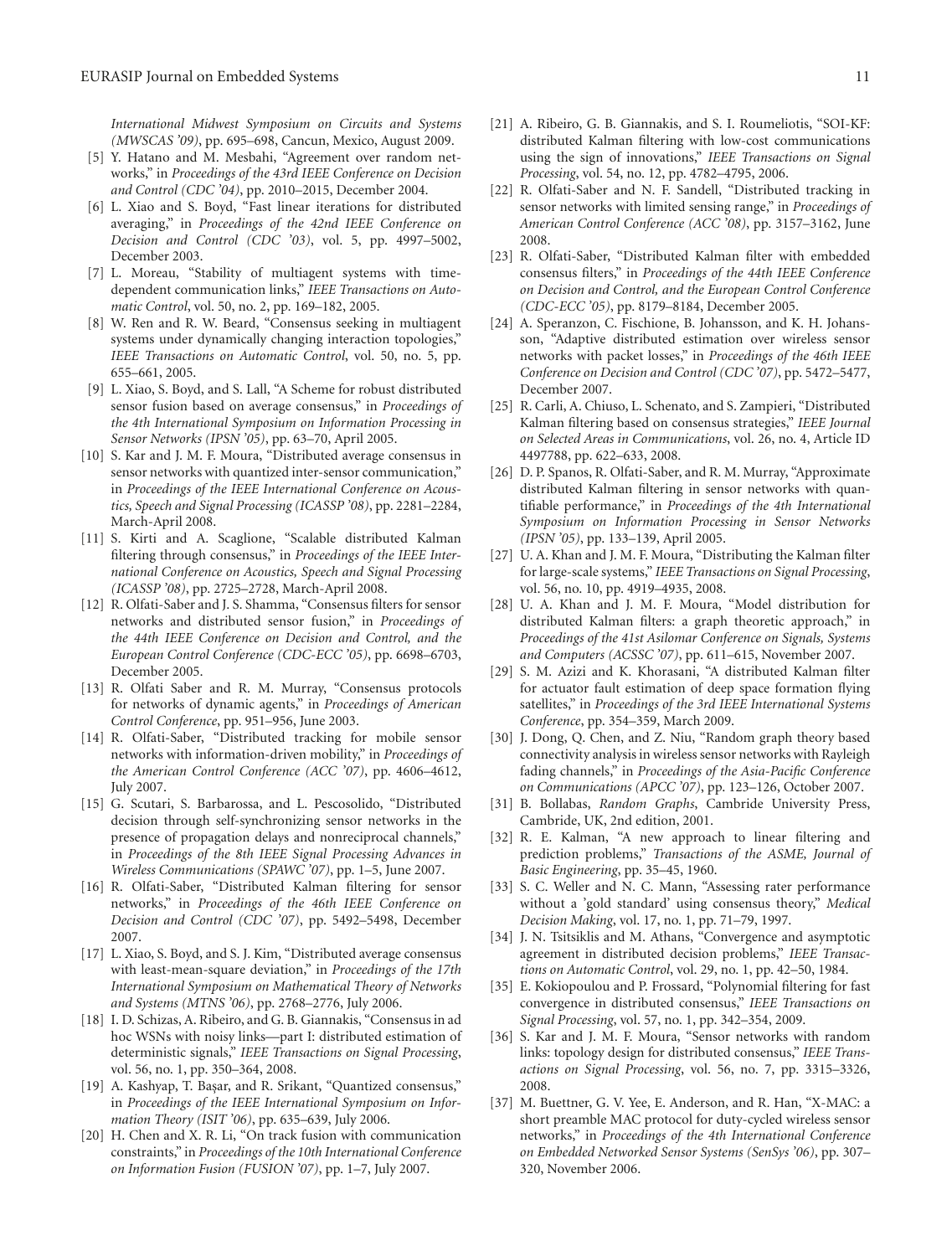*International Midwest Symposium on Circuits and Systems (MWSCAS '09)*, pp. 695–698, Cancun, Mexico, August 2009.

[5] Y. Hatano and M. Mesbahi, "Agreement over random networks," in *Proceedings of the 43rd IEEE Conference on Decision and Control (CDC '04)*, pp. 2010–2015, December 2004.

[6] L. Xiao and S. Boyd, "Fast linear iterations for distributed averaging," in *Proceedings of the 42nd IEEE Conference on Decision and Control (CDC '03)*, vol. 5, pp. 4997–5002, December 2003.

[7] L. Moreau, "Stability of multiagent systems with time-dependent communication links," *IEEE Transactions on Automatic Control*, vol. 50, no. 2, pp. 169–182, 2005.

[8] W. Ren and R. W. Beard, "Consensus seeking in multiagent systems under dynamically changing interaction topologies," *IEEE Transactions on Automatic Control*, vol. 50, no. 5, pp. 655–661, 2005.

[9] L. Xiao, S. Boyd, and S. Lall, "A Scheme for robust distributed sensor fusion based on average consensus," in *Proceedings of the 4th International Symposium on Information Processing in Sensor Networks (IPSN '05)*, pp. 63–70, April 2005.

[10] S. Kar and J. M. F. Moura, "Distributed average consensus in sensor networks with quantized inter-sensor communication," in *Proceedings of the IEEE International Conference on Acoustics, Speech and Signal Processing (ICASSP '08)*, pp. 2281–2284, March-April 2008.

[11] S. Kirti and A. Scaglione, "Scalable distributed Kalman filtering through consensus," in *Proceedings of the IEEE International Conference on Acoustics, Speech and Signal Processing (ICASSP '08)*, pp. 2725–2728, March-April 2008.

[12] R. Olfati-Saber and J. S. Shamma, "Consensus filters for sensor networks and distributed sensor fusion," in *Proceedings of the 44th IEEE Conference on Decision and Control, and the European Control Conference (CDC-ECC '05)*, pp. 6698–6703, December 2005.

[13] R. Olfati Saber and R. M. Murray, "Consensus protocols for networks of dynamic agents," in *Proceedings of American Control Conference*, pp. 951–956, June 2003.

[14] R. Olfati-Saber, "Distributed tracking for mobile sensor networks with information-driven mobility," in *Proceedings of the American Control Conference (ACC '07)*, pp. 4606–4612, July 2007.

[15] G. Scutari, S. Barbarossa, and L. Pescosolido, "Distributed decision through self-synchronizing sensor networks in the presence of propagation delays and nonreciprocal channels," in *Proceedings of the 8th IEEE Signal Processing Advances in Wireless Communications (SPAWC '07)*, pp. 1–5, June 2007.

[16] R. Olfati-Saber, "Distributed Kalman filtering for sensor networks," in *Proceedings of the 46th IEEE Conference on Decision and Control (CDC '07)*, pp. 5492–5498, December 2007.

[17] L. Xiao, S. Boyd, and S. J. Kim, "Distributed average consensus with least-mean-square deviation," in *Proceedings of the 17th International Symposium on Mathematical Theory of Networks and Systems (MTNS '06)*, pp. 2768–2776, July 2006.

[18] I. D. Schizas, A. Ribeiro, and G. B. Giannakis, "Consensus in ad hoc WSNs with noisy links—part I: distributed estimation of deterministic signals," *IEEE Transactions on Signal Processing*, vol. 56, no. 1, pp. 350–364, 2008.

[19] A. Kashyap, T. Başar, and R. Srikant, "Quantized consensus," in *Proceedings of the IEEE International Symposium on Information Theory (ISIT '06)*, pp. 635–639, July 2006.

[20] H. Chen and X. R. Li, "On track fusion with communication constraints," in *Proceedings of the 10th International Conference on Information Fusion (FUSION '07)*, pp. 1–7, July 2007.

[21] A. Ribeiro, G. B. Giannakis, and S. I. Roumeliotis, "SOI-KF: distributed Kalman filtering with low-cost communications using the sign of innovations," *IEEE Transactions on Signal Processing*, vol. 54, no. 12, pp. 4782–4795, 2006.

[22] R. Olfati-Saber and N. F. Sandell, "Distributed tracking in sensor networks with limited sensing range," in *Proceedings of American Control Conference (ACC '08)*, pp. 3157–3162, June 2008.

[23] R. Olfati-Saber, "Distributed Kalman filter with embedded consensus filters," in *Proceedings of the 44th IEEE Conference on Decision and Control, and the European Control Conference (CDC-ECC '05)*, pp. 8179–8184, December 2005.

[24] A. Speranzon, C. Fischione, B. Johansson, and K. H. Johansson, "Adaptive distributed estimation over wireless sensor networks with packet losses," in *Proceedings of the 46th IEEE Conference on Decision and Control (CDC '07)*, pp. 5472–5477, December 2007.

[25] R. Carli, A. Chiuso, L. Schenato, and S. Zampieri, "Distributed Kalman filtering based on consensus strategies," *IEEE Journal on Selected Areas in Communications*, vol. 26, no. 4, Article ID 4497788, pp. 622–633, 2008.

[26] D. P. Spanos, R. Olfati-Saber, and R. M. Murray, "Approximate distributed Kalman filtering in sensor networks with quantifiable performance," in *Proceedings of the 4th International Symposium on Information Processing in Sensor Networks (IPSN '05)*, pp. 133–139, April 2005.

[27] U. A. Khan and J. M. F. Moura, "Distributing the Kalman filter for large-scale systems," *IEEE Transactions on Signal Processing*, vol. 56, no. 10, pp. 4919–4935, 2008.

[28] U. A. Khan and J. M. F. Moura, "Model distribution for distributed Kalman filters: a graph theoretic approach," in *Proceedings of the 41st Asilomar Conference on Signals, Systems and Computers (ACSSC '07)*, pp. 611–615, November 2007.

[29] S. M. Azizi and K. Khorasani, "A distributed Kalman filter for actuator fault estimation of deep space formation flying satellites," in *Proceedings of the 3rd IEEE International Systems Conference*, pp. 354–359, March 2009.

[30] J. Dong, Q. Chen, and Z. Niu, "Random graph theory based connectivity analysis in wireless sensor networks with Rayleigh fading channels," in *Proceedings of the Asia-Pacific Conference on Communications (APCC '07)*, pp. 123–126, October 2007.

[31] B. Bollabas, *Random Graphs*, Cambride University Press, Cambride, UK, 2nd edition, 2001.

[32] R. E. Kalman, "A new approach to linear filtering and prediction problems," *Transactions of the ASME, Journal of Basic Engineering*, pp. 35–45, 1960.

[33] S. C. Weller and N. C. Mann, "Assessing rater performance without a 'gold standard' using consensus theory," *Medical Decision Making*, vol. 17, no. 1, pp. 71–79, 1997.

[34] J. N. Tsitsiklis and M. Athans, "Convergence and asymptotic agreement in distributed decision problems," *IEEE Transactions on Automatic Control*, vol. 29, no. 1, pp. 42–50, 1984.

[35] E. Kokiopoulou and P. Frossard, "Polynomial filtering for fast convergence in distributed consensus," *IEEE Transactions on Signal Processing*, vol. 57, no. 1, pp. 342–354, 2009.

[36] S. Kar and J. M. F. Moura, "Sensor networks with random links: topology design for distributed consensus," *IEEE Transactions on Signal Processing*, vol. 56, no. 7, pp. 3315–3326, 2008.

[37] M. Buettner, G. V. Yee, E. Anderson, and R. Han, "X-MAC: a short preamble MAC protocol for duty-cycled wireless sensor networks," in *Proceedings of the 4th International Conference on Embedded Networked Sensor Systems (SenSys '06)*, pp. 307–320, November 2006.